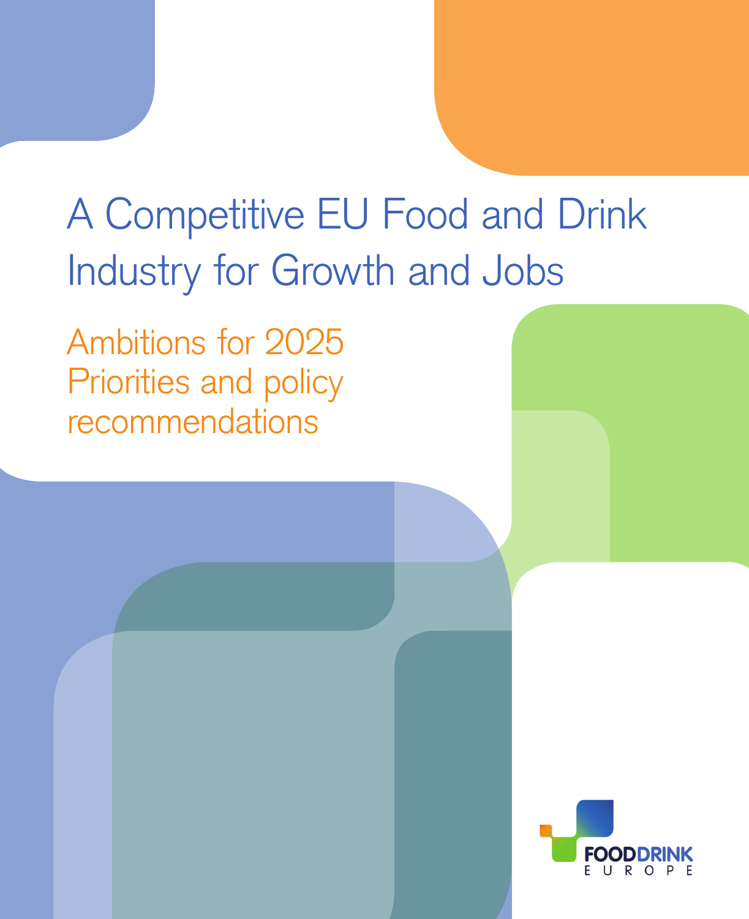# A Competitive EU Food and Drink Industry for Growth and Jobs

## Ambitions for 2025
## Priorities and policy recommendations

FOODDRINK EUROPE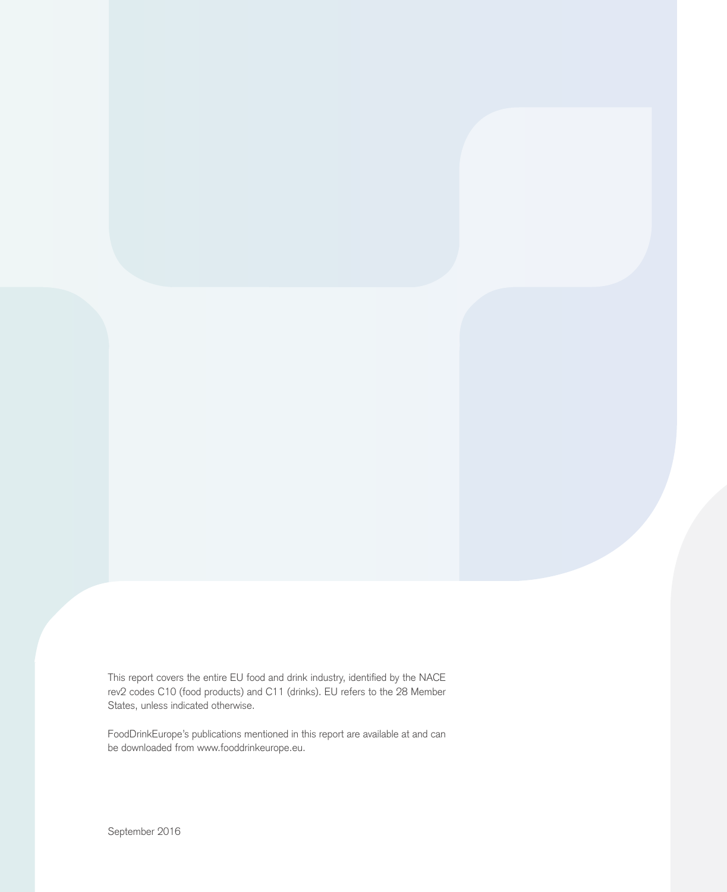This report covers the entire EU food and drink industry, identified by the NACE rev2 codes C10 (food products) and C11 (drinks). EU refers to the 28 Member States, unless indicated otherwise.

FoodDrinkEurope's publications mentioned in this report are available at and can be downloaded from www.fooddrinkeurope.eu.

September 2016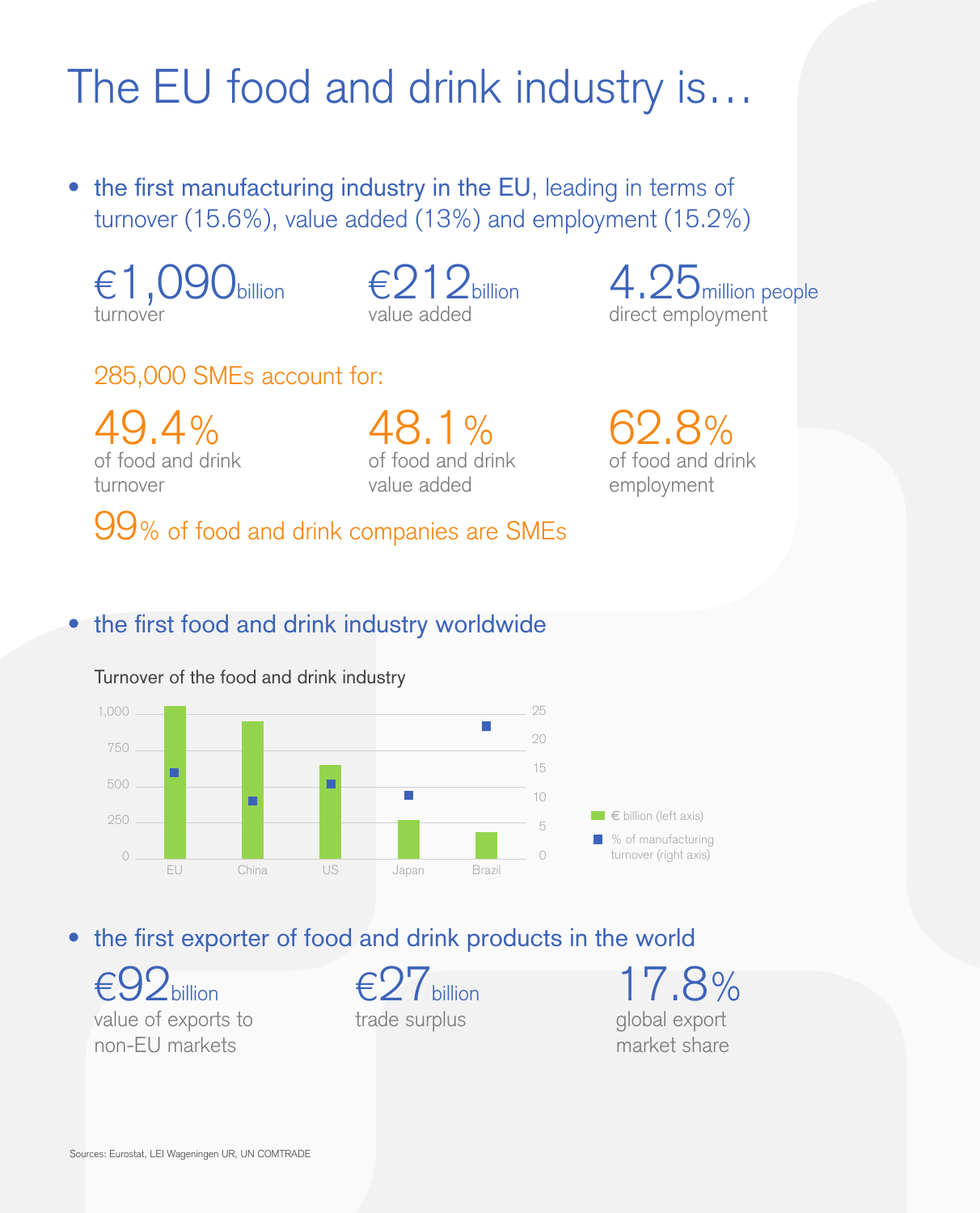# The EU food and drink industry is…

- **the first manufacturing industry in the EU**, leading in terms of turnover (15.6%), value added (13%) and employment (15.2%)

€1,090 billion
turnover

€212 billion
value added

4.25 million people
direct employment

285,000 SMEs account for:

49.4%
of food and drink turnover

48.1%
of food and drink value added

62.8%
of food and drink employment

99% of food and drink companies are SMEs

- **the first food and drink industry worldwide**

Turnover of the food and drink industry

€ billion (left axis)

% of manufacturing turnover (right axis)

- **the first exporter of food and drink products in the world**

€92 billion
value of exports to non-EU markets

€27 billion
trade surplus

17.8%
global export market share

Sources: Eurostat, LEI Wageningen UR, UN COMTRADE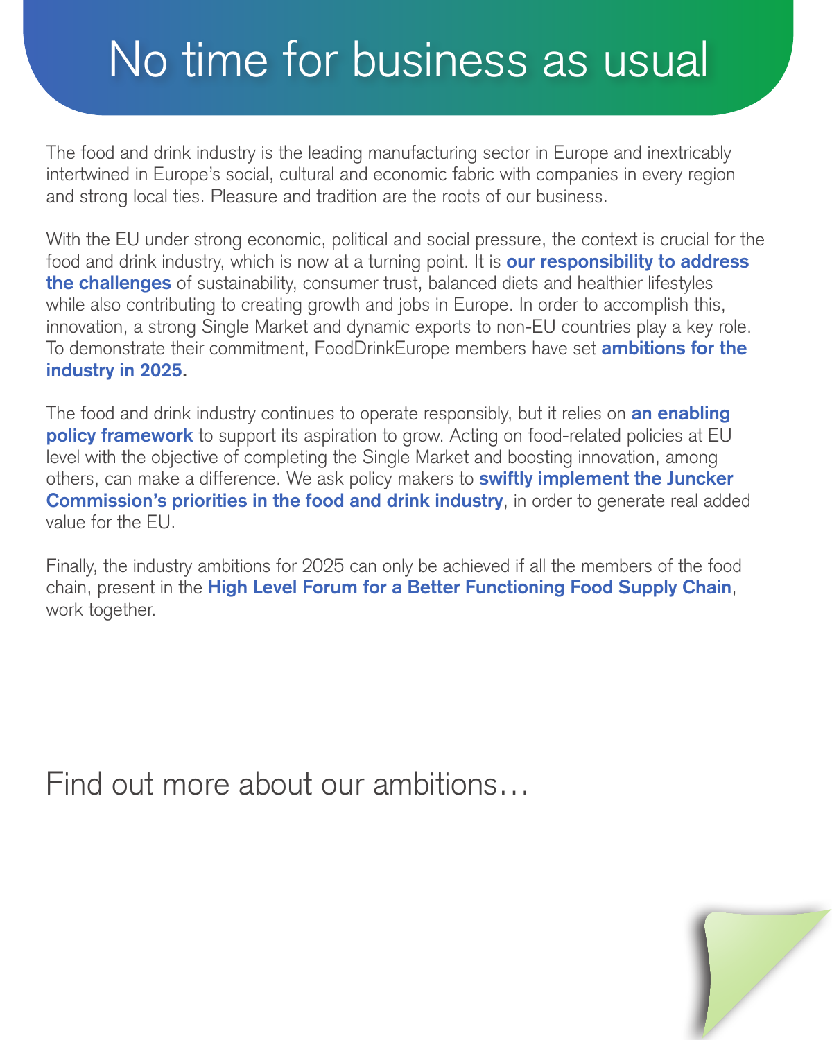# No time for business as usual

The food and drink industry is the leading manufacturing sector in Europe and inextricably intertwined in Europe's social, cultural and economic fabric with companies in every region and strong local ties. Pleasure and tradition are the roots of our business.

With the EU under strong economic, political and social pressure, the context is crucial for the food and drink industry, which is now at a turning point. It is **our responsibility to address the challenges** of sustainability, consumer trust, balanced diets and healthier lifestyles while also contributing to creating growth and jobs in Europe. In order to accomplish this, innovation, a strong Single Market and dynamic exports to non-EU countries play a key role. To demonstrate their commitment, FoodDrinkEurope members have set **ambitions for the industry in 2025.**

The food and drink industry continues to operate responsibly, but it relies on **an enabling policy framework** to support its aspiration to grow. Acting on food-related policies at EU level with the objective of completing the Single Market and boosting innovation, among others, can make a difference. We ask policy makers to **swiftly implement the Juncker Commission's priorities in the food and drink industry**, in order to generate real added value for the EU.

Finally, the industry ambitions for 2025 can only be achieved if all the members of the food chain, present in the **High Level Forum for a Better Functioning Food Supply Chain**, work together.

## Find out more about our ambitions…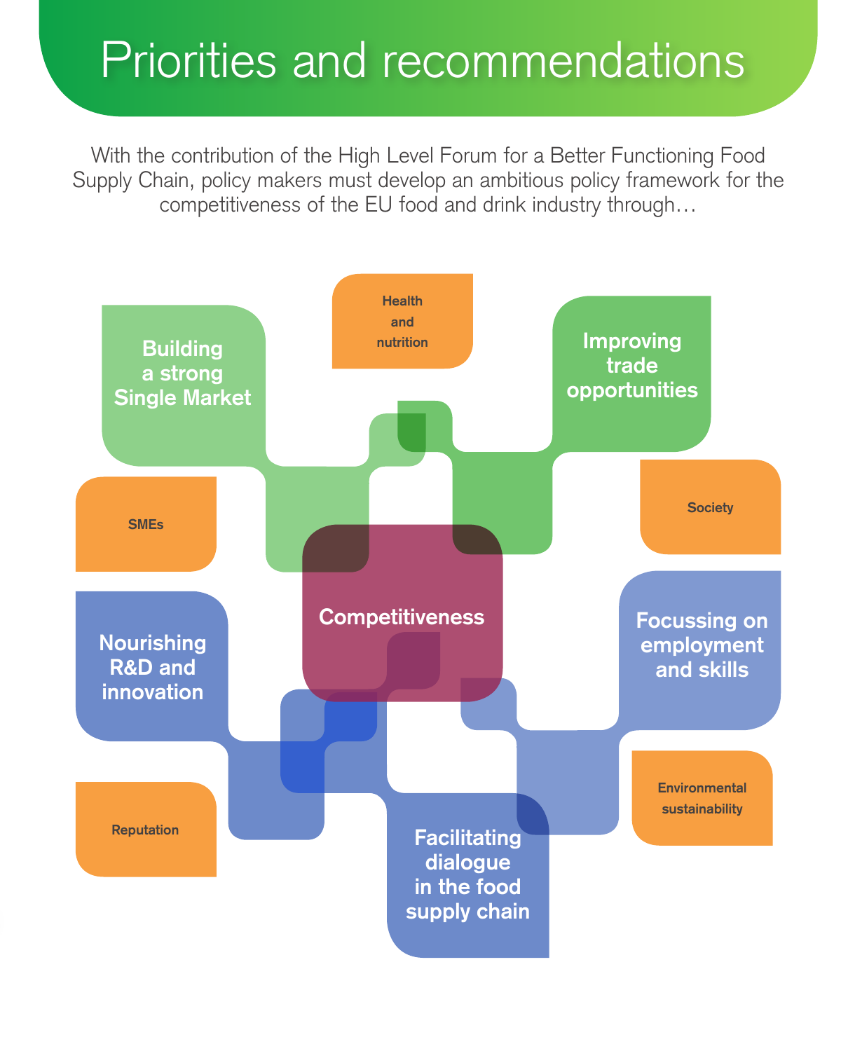# Priorities and recommendations

With the contribution of the High Level Forum for a Better Functioning Food Supply Chain, policy makers must develop an ambitious policy framework for the competitiveness of the EU food and drink industry through…

**Competitiveness**

- **Building a strong Single Market**
- **Improving trade opportunities**
- **Focussing on employment and skills**
- **Facilitating dialogue in the food supply chain**
- **Nourishing R&D and innovation**

Health and nutrition

Society

Environmental sustainability

Reputation

SMEs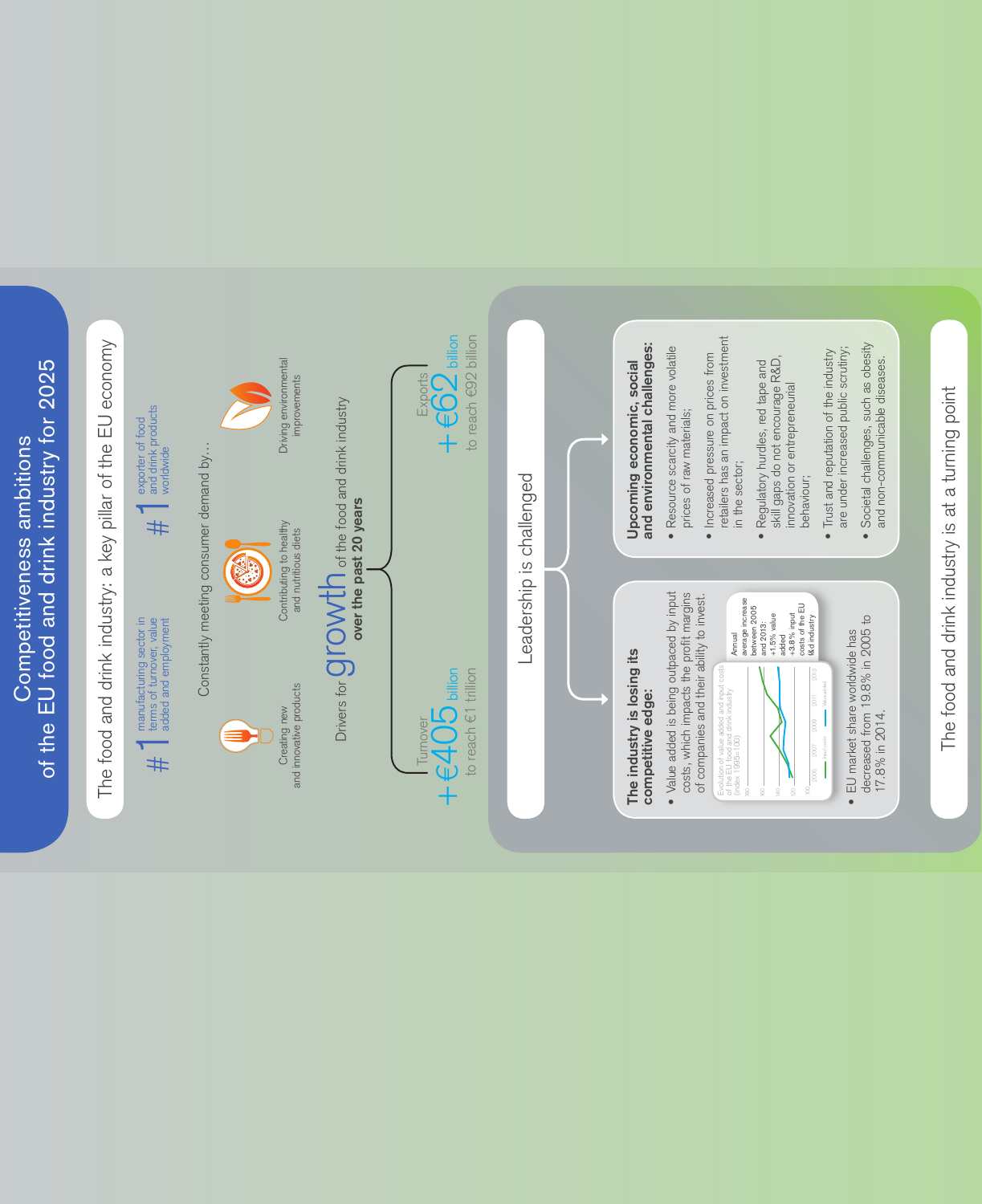# Competitiveness ambitions of the EU food and drink industry for 2025

## The food and drink industry: a key pillar of the EU economy

**#1** manufacturing sector in terms of turnover, value added and employment

**#1** exporter of food and drink products worldwide

Constantly meeting consumer demand by…

- Creating new and innovative products
- Contributing to healthy and nutritious diets
- Driving environmental improvements

Drivers for **growth** of the food and drink industry **over the past 20 years**

Turnover **+€405 billion** to reach €1 trillion

Exports **+€62 billion** to reach €92 billion

## Leadership is challenged

### The industry is losing its competitive edge:

- Value added is being outpaced by input costs, which impacts the profit margins of companies and their ability to invest.

Evolution of value added and input costs of the EU food and drink industry (index 1995=100)

Annual average increase between 2005 and 2013: +1.5% value added, +3.8% input costs of the EU f&d industry

- EU market share worldwide has decreased from 19.8% in 2005 to 17.8% in 2014.

### Upcoming economic, social and environmental challenges:

- Resource scarcity and more volatile prices of raw materials;
- Increased pressure on prices from retailers has an impact on investment in the sector;
- Regulatory hurdles, red tape and skill gaps do not encourage R&D, innovation or entrepreneurial behaviour;
- Trust and reputation of the industry are under increased public scrutiny;
- Societal challenges, such as obesity and non-communicable diseases.

## The food and drink industry is at a turning point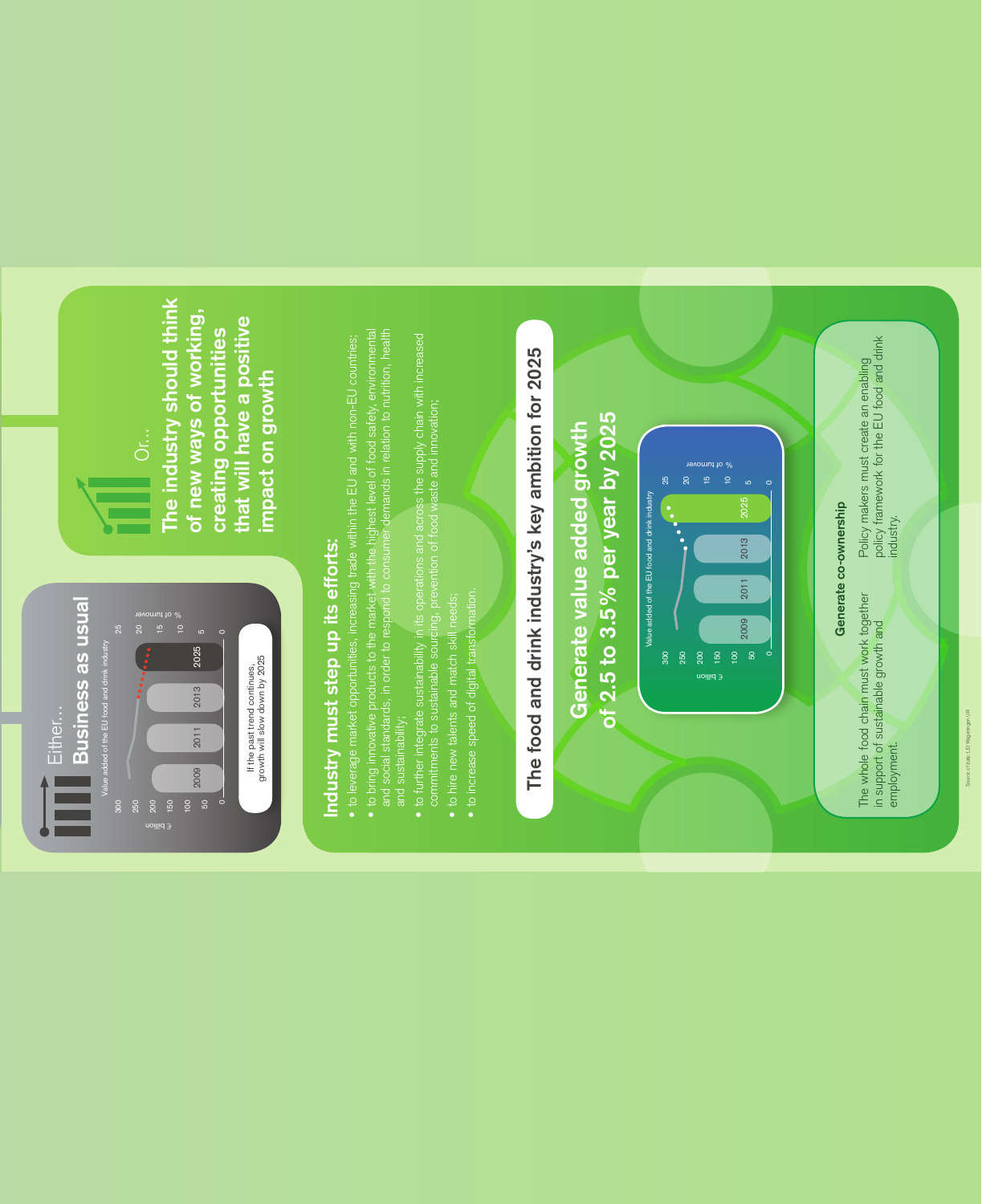Either…

# Business as usual

Value added of the EU food and drink industry

€ billion: 300, 250, 200, 150, 100, 50, 0

% of turnover: 25, 20, 15, 10, 5, 0

2009 | 2011 | 2013 | 2025

If the past trend continues, growth will slow down by 2025

Or…

# The industry should think of new ways of working, creating opportunities that will have a positive impact on growth

## Industry must step up its efforts:

- to leverage market opportunities, increasing trade within the EU and with non-EU countries;
- to bring innovative products to the market with the highest level of food safety, environmental and social standards, in order to respond to consumer demands in relation to nutrition, health and sustainability;
- to further integrate sustainability in its operations and across the supply chain with increased commitments to sustainable sourcing, prevention of food waste and innovation;
- to hire new talents and match skill needs;
- to increase speed of digital transformation.

## The food and drink industry's key ambition for 2025

## Generate value added growth of 2.5 to 3.5% per year by 2025

Value added of the EU food and drink industry

€ billion: 300, 250, 200, 150, 100, 50, 0

% of turnover: 25, 20, 15, 10, 5, 0

2009 | 2011 | 2013 | 2025

### Generate co-ownership

The whole food chain must work together in support of sustainable growth and employment.

Policy makers must create an enabling policy framework for the EU food and drink industry.

Source of data: LEI Wageningen UR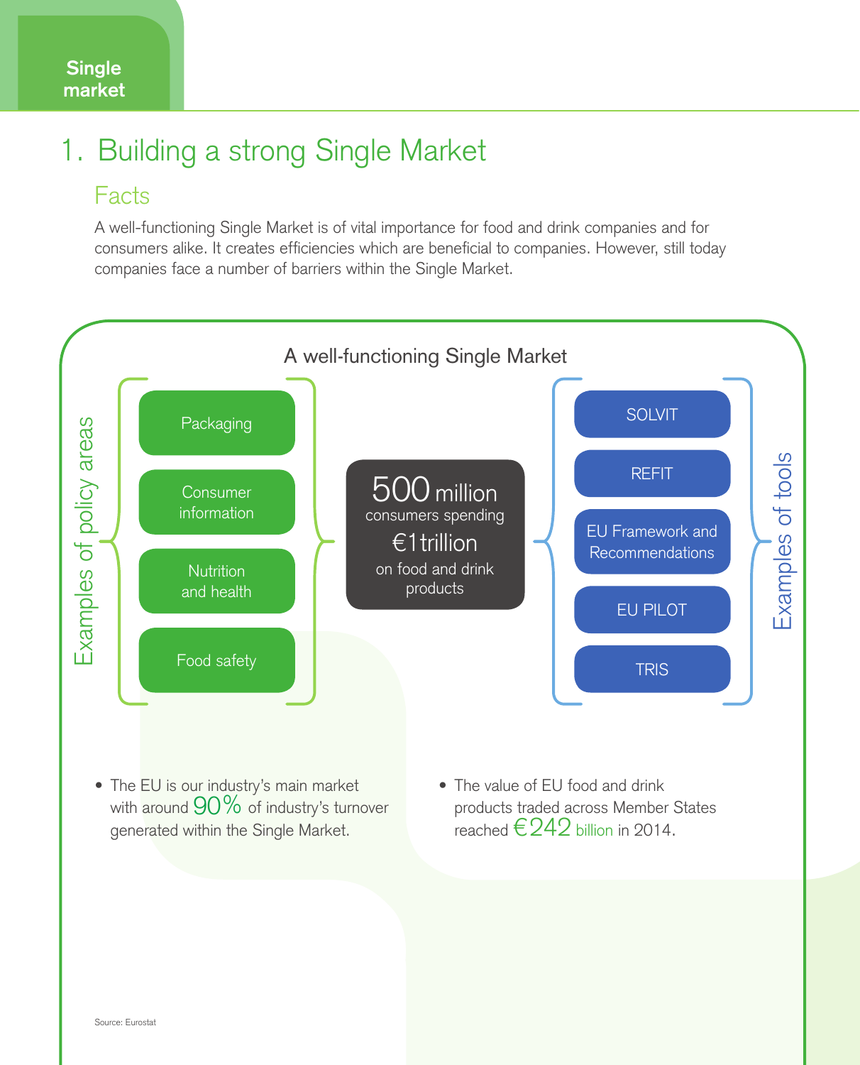Single market

# 1. Building a strong Single Market

## Facts

A well-functioning Single Market is of vital importance for food and drink companies and for consumers alike. It creates efficiencies which are beneficial to companies. However, still today companies face a number of barriers within the Single Market.

### A well-functioning Single Market

**Examples of policy areas**

- Packaging
- Consumer information
- Nutrition and health
- Food safety

**500 million** consumers spending **€1 trillion** on food and drink products

**Examples of tools**

- SOLVIT
- REFIT
- EU Framework and Recommendations
- EU PILOT
- TRIS

- The EU is our industry's main market with around **90%** of industry's turnover generated within the Single Market.
- The value of EU food and drink products traded across Member States reached **€242 billion** in 2014.

Source: Eurostat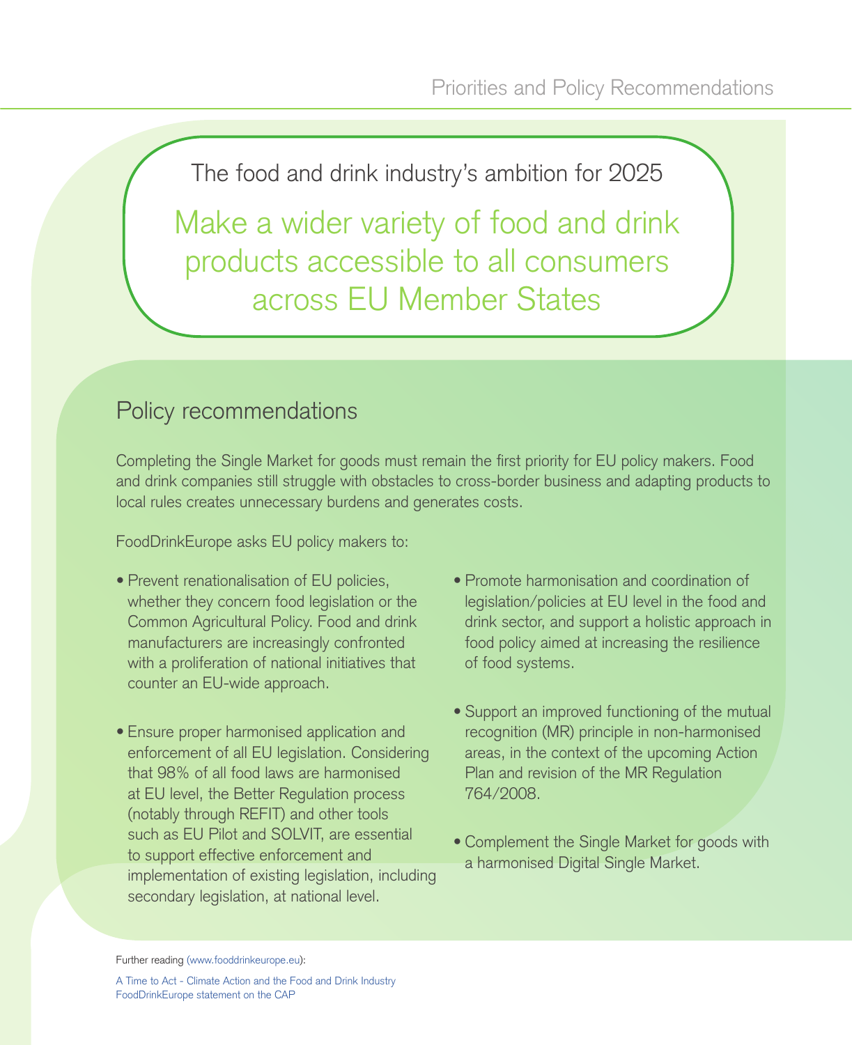The food and drink industry's ambition for 2025

## Make a wider variety of food and drink products accessible to all consumers across EU Member States

## Policy recommendations

Completing the Single Market for goods must remain the first priority for EU policy makers. Food and drink companies still struggle with obstacles to cross-border business and adapting products to local rules creates unnecessary burdens and generates costs.

FoodDrinkEurope asks EU policy makers to:

- Prevent renationalisation of EU policies, whether they concern food legislation or the Common Agricultural Policy. Food and drink manufacturers are increasingly confronted with a proliferation of national initiatives that counter an EU-wide approach.
- Ensure proper harmonised application and enforcement of all EU legislation. Considering that 98% of all food laws are harmonised at EU level, the Better Regulation process (notably through REFIT) and other tools such as EU Pilot and SOLVIT, are essential to support effective enforcement and implementation of existing legislation, including secondary legislation, at national level.
- Promote harmonisation and coordination of legislation/policies at EU level in the food and drink sector, and support a holistic approach in food policy aimed at increasing the resilience of food systems.
- Support an improved functioning of the mutual recognition (MR) principle in non-harmonised areas, in the context of the upcoming Action Plan and revision of the MR Regulation 764/2008.
- Complement the Single Market for goods with a harmonised Digital Single Market.

Further reading (www.fooddrinkeurope.eu):

A Time to Act - Climate Action and the Food and Drink Industry
FoodDrinkEurope statement on the CAP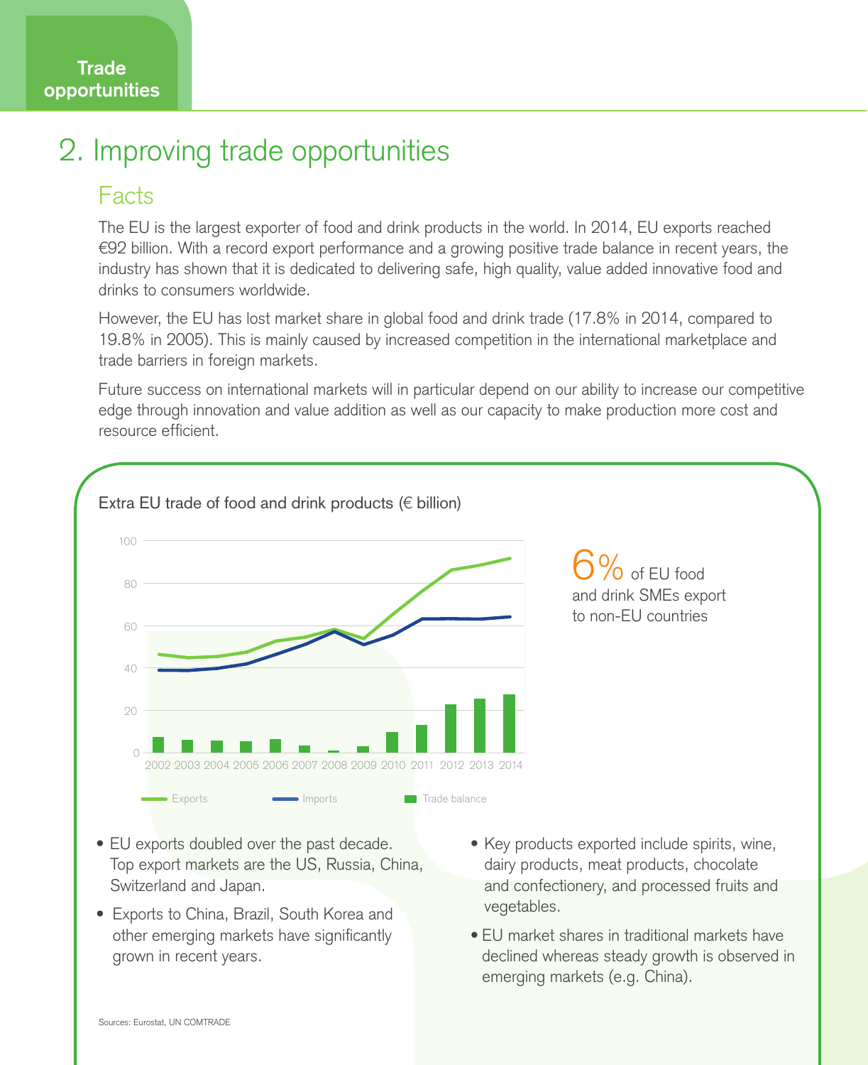# 2. Improving trade opportunities

## Facts

The EU is the largest exporter of food and drink products in the world. In 2014, EU exports reached €92 billion. With a record export performance and a growing positive trade balance in recent years, the industry has shown that it is dedicated to delivering safe, high quality, value added innovative food and drinks to consumers worldwide.

However, the EU has lost market share in global food and drink trade (17.8% in 2014, compared to 19.8% in 2005). This is mainly caused by increased competition in the international marketplace and trade barriers in foreign markets.

Future success on international markets will in particular depend on our ability to increase our competitive edge through innovation and value addition as well as our capacity to make production more cost and resource efficient.

Extra EU trade of food and drink products (€ billion)

Exports — Imports — Trade balance

2002 2003 2004 2005 2006 2007 2008 2009 2010 2011 2012 2013 2014

**6%** of EU food and drink SMEs export to non-EU countries

- EU exports doubled over the past decade. Top export markets are the US, Russia, China, Switzerland and Japan.
- Exports to China, Brazil, South Korea and other emerging markets have significantly grown in recent years.
- Key products exported include spirits, wine, dairy products, meat products, chocolate and confectionery, and processed fruits and vegetables.
- EU market shares in traditional markets have declined whereas steady growth is observed in emerging markets (e.g. China).

Sources: Eurostat, UN COMTRADE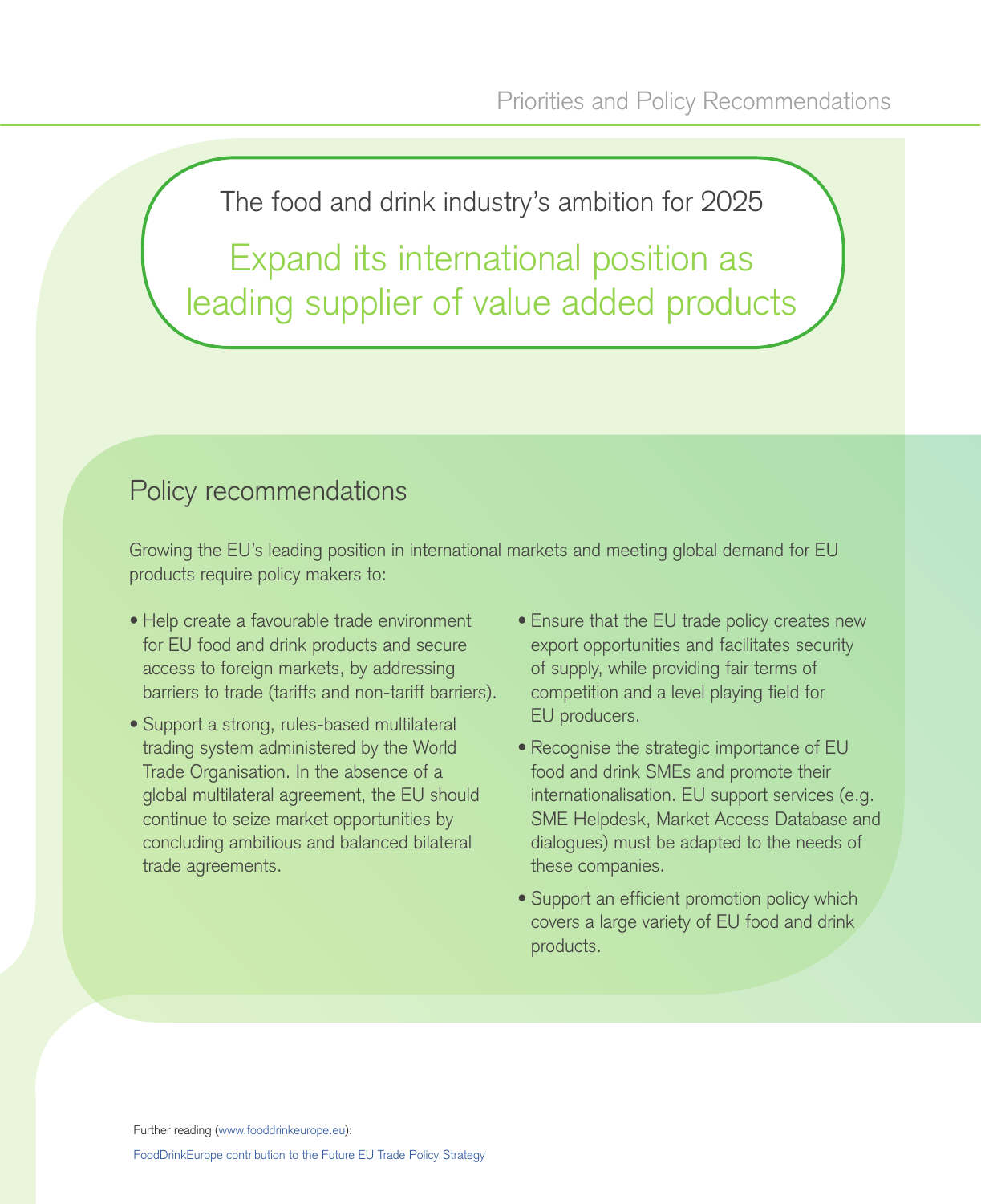The food and drink industry's ambition for 2025

## Expand its international position as leading supplier of value added products

## Policy recommendations

Growing the EU's leading position in international markets and meeting global demand for EU products require policy makers to:

- Help create a favourable trade environment for EU food and drink products and secure access to foreign markets, by addressing barriers to trade (tariffs and non-tariff barriers).
- Support a strong, rules-based multilateral trading system administered by the World Trade Organisation. In the absence of a global multilateral agreement, the EU should continue to seize market opportunities by concluding ambitious and balanced bilateral trade agreements.
- Ensure that the EU trade policy creates new export opportunities and facilitates security of supply, while providing fair terms of competition and a level playing field for EU producers.
- Recognise the strategic importance of EU food and drink SMEs and promote their internationalisation. EU support services (e.g. SME Helpdesk, Market Access Database and dialogues) must be adapted to the needs of these companies.
- Support an efficient promotion policy which covers a large variety of EU food and drink products.

Further reading (www.fooddrinkeurope.eu):

FoodDrinkEurope contribution to the Future EU Trade Policy Strategy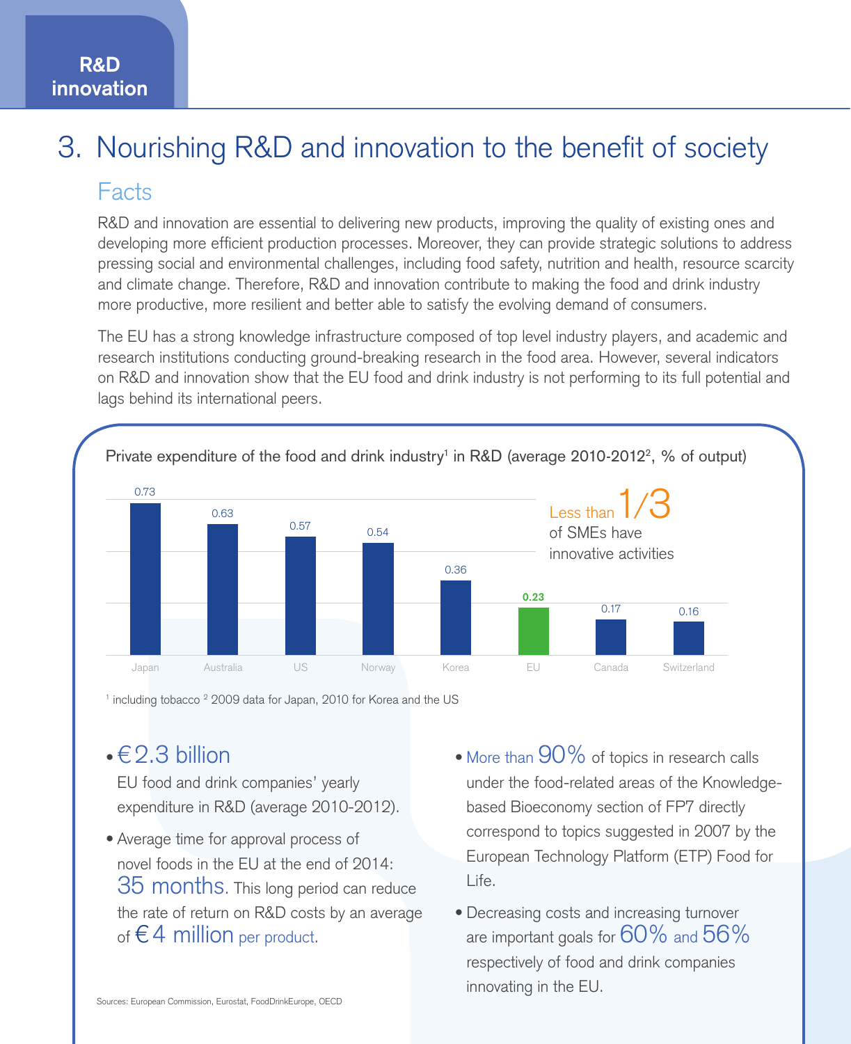R&D innovation

# 3. Nourishing R&D and innovation to the benefit of society

## Facts

R&D and innovation are essential to delivering new products, improving the quality of existing ones and developing more efficient production processes. Moreover, they can provide strategic solutions to address pressing social and environmental challenges, including food safety, nutrition and health, resource scarcity and climate change. Therefore, R&D and innovation contribute to making the food and drink industry more productive, more resilient and better able to satisfy the evolving demand of consumers.

The EU has a strong knowledge infrastructure composed of top level industry players, and academic and research institutions conducting ground-breaking research in the food area. However, several indicators on R&D and innovation show that the EU food and drink industry is not performing to its full potential and lags behind its international peers.

Private expenditure of the food and drink industry[1] in R&D (average 2010-2012[2], % of output)

| Japan | Australia | US | Norway | Korea | EU | Canada | Switzerland |
|---|---|---|---|---|---|---|---|
| 0.73 | 0.63 | 0.57 | 0.54 | 0.36 | **0.23** | 0.17 | 0.16 |

Less than 1/3 of SMEs have innovative activities

[1] including tobacco [2] 2009 data for Japan, 2010 for Korea and the US

- €2.3 billion
  EU food and drink companies' yearly expenditure in R&D (average 2010-2012).
- Average time for approval process of novel foods in the EU at the end of 2014: 35 months. This long period can reduce the rate of return on R&D costs by an average of €4 million per product.
- More than 90% of topics in research calls under the food-related areas of the Knowledge-based Bioeconomy section of FP7 directly correspond to topics suggested in 2007 by the European Technology Platform (ETP) Food for Life.
- Decreasing costs and increasing turnover are important goals for 60% and 56% respectively of food and drink companies innovating in the EU.

Sources: European Commission, Eurostat, FoodDrinkEurope, OECD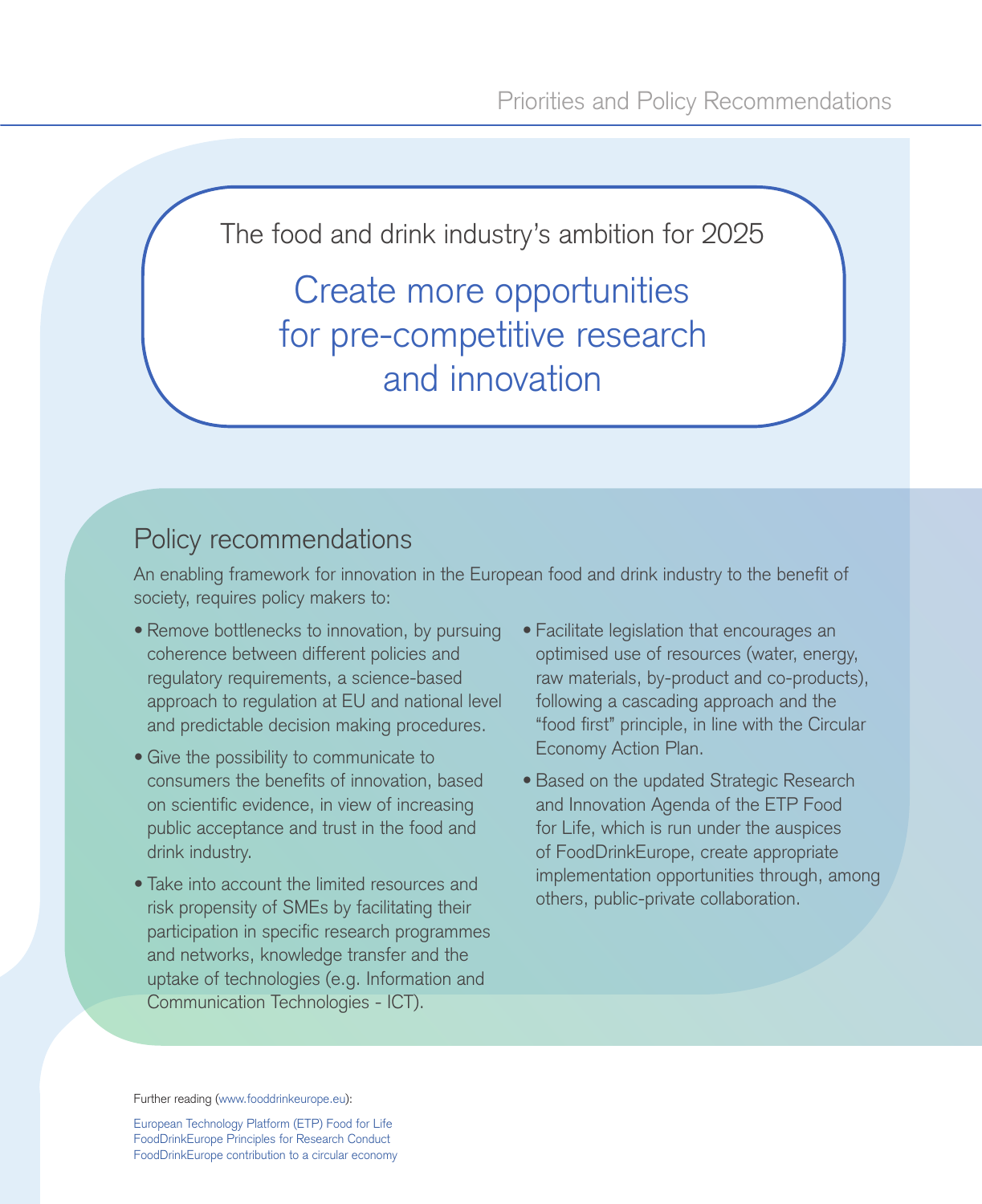The food and drink industry's ambition for 2025

## Create more opportunities for pre-competitive research and innovation

## Policy recommendations

An enabling framework for innovation in the European food and drink industry to the benefit of society, requires policy makers to:

- Remove bottlenecks to innovation, by pursuing coherence between different policies and regulatory requirements, a science-based approach to regulation at EU and national level and predictable decision making procedures.
- Give the possibility to communicate to consumers the benefits of innovation, based on scientific evidence, in view of increasing public acceptance and trust in the food and drink industry.
- Take into account the limited resources and risk propensity of SMEs by facilitating their participation in specific research programmes and networks, knowledge transfer and the uptake of technologies (e.g. Information and Communication Technologies - ICT).
- Facilitate legislation that encourages an optimised use of resources (water, energy, raw materials, by-product and co-products), following a cascading approach and the "food first" principle, in line with the Circular Economy Action Plan.
- Based on the updated Strategic Research and Innovation Agenda of the ETP Food for Life, which is run under the auspices of FoodDrinkEurope, create appropriate implementation opportunities through, among others, public-private collaboration.

Further reading (www.fooddrinkeurope.eu):

European Technology Platform (ETP) Food for Life
FoodDrinkEurope Principles for Research Conduct
FoodDrinkEurope contribution to a circular economy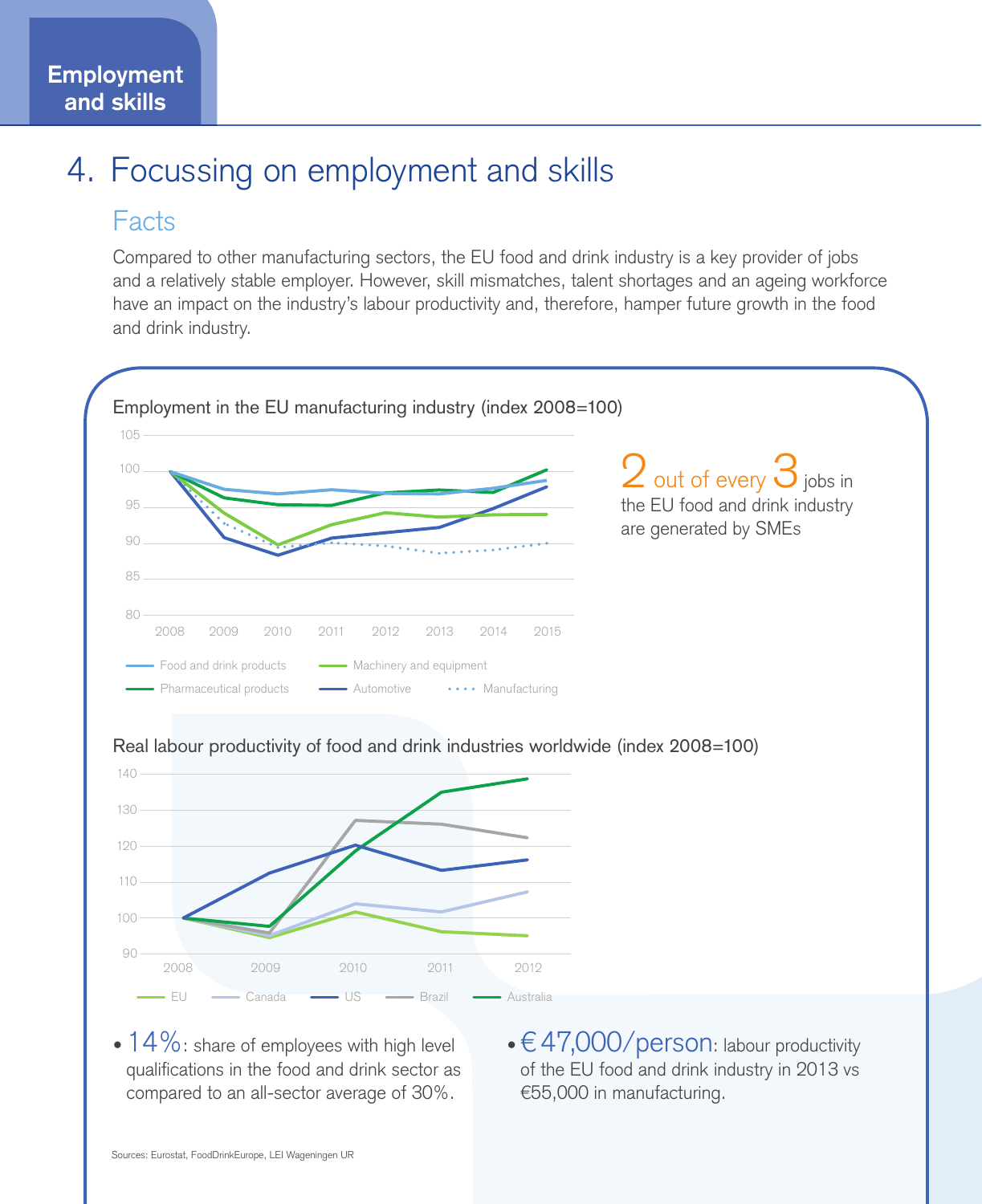Employment and skills

# 4. Focussing on employment and skills

## Facts

Compared to other manufacturing sectors, the EU food and drink industry is a key provider of jobs and a relatively stable employer. However, skill mismatches, talent shortages and an ageing workforce have an impact on the industry's labour productivity and, therefore, hamper future growth in the food and drink industry.

Employment in the EU manufacturing industry (index 2008=100)

2 out of every 3 jobs in the EU food and drink industry are generated by SMEs

Real labour productivity of food and drink industries worldwide (index 2008=100)

- **14%**: share of employees with high level qualifications in the food and drink sector as compared to an all-sector average of 30%.
- **€47,000/person**: labour productivity of the EU food and drink industry in 2013 vs €55,000 in manufacturing.

Sources: Eurostat, FoodDrinkEurope, LEI Wageningen UR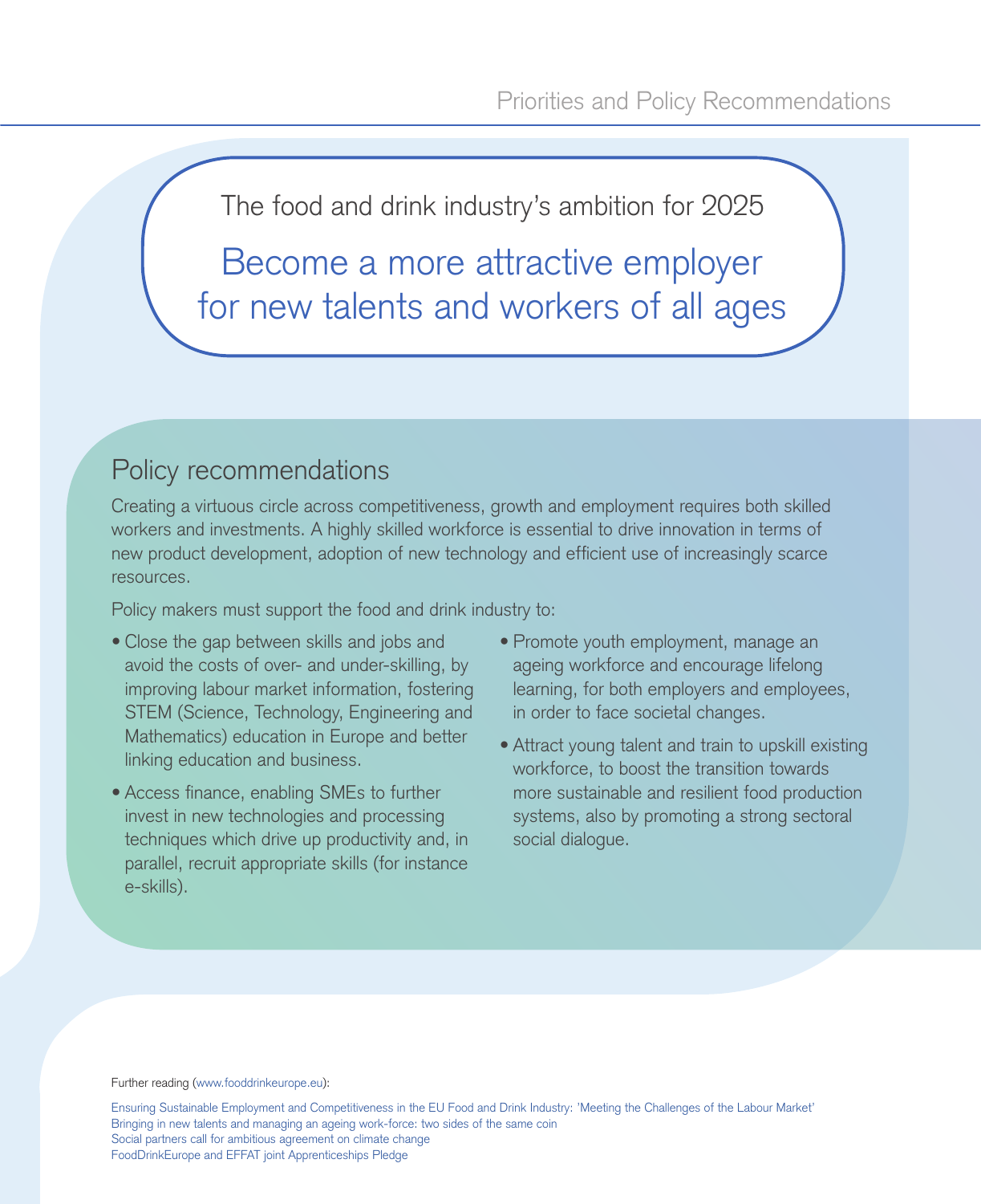The food and drink industry's ambition for 2025

## Become a more attractive employer for new talents and workers of all ages

## Policy recommendations

Creating a virtuous circle across competitiveness, growth and employment requires both skilled workers and investments. A highly skilled workforce is essential to drive innovation in terms of new product development, adoption of new technology and efficient use of increasingly scarce resources.

Policy makers must support the food and drink industry to:

- Close the gap between skills and jobs and avoid the costs of over- and under-skilling, by improving labour market information, fostering STEM (Science, Technology, Engineering and Mathematics) education in Europe and better linking education and business.
- Access finance, enabling SMEs to further invest in new technologies and processing techniques which drive up productivity and, in parallel, recruit appropriate skills (for instance e-skills).
- Promote youth employment, manage an ageing workforce and encourage lifelong learning, for both employers and employees, in order to face societal changes.
- Attract young talent and train to upskill existing workforce, to boost the transition towards more sustainable and resilient food production systems, also by promoting a strong sectoral social dialogue.

Further reading (www.fooddrinkeurope.eu):

Ensuring Sustainable Employment and Competitiveness in the EU Food and Drink Industry: 'Meeting the Challenges of the Labour Market'
Bringing in new talents and managing an ageing work-force: two sides of the same coin
Social partners call for ambitious agreement on climate change
FoodDrinkEurope and EFFAT joint Apprenticeships Pledge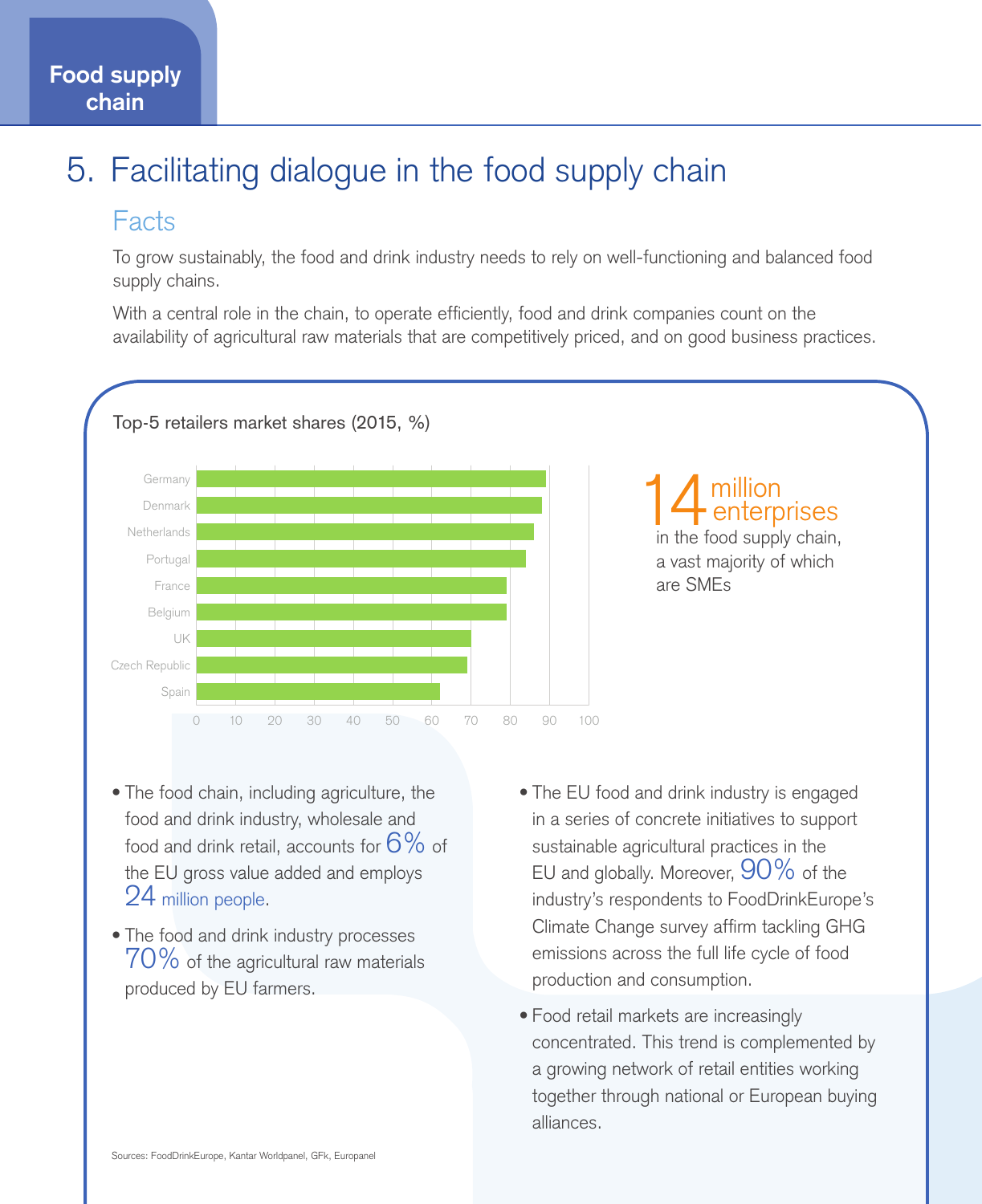Food supply chain

# 5. Facilitating dialogue in the food supply chain

## Facts

To grow sustainably, the food and drink industry needs to rely on well-functioning and balanced food supply chains.

With a central role in the chain, to operate efficiently, food and drink companies count on the availability of agricultural raw materials that are competitively priced, and on good business practices.

Top-5 retailers market shares (2015, %)

| Country | Market share (%) |
| --- | --- |
| Germany | ~89 |
| Denmark | ~88 |
| Netherlands | ~86 |
| Portugal | ~84 |
| France | ~79 |
| Belgium | ~79 |
| UK | ~70 |
| Czech Republic | ~69 |
| Spain | ~62 |

**14 million enterprises** in the food supply chain, a vast majority of which are SMEs

- The food chain, including agriculture, the food and drink industry, wholesale and food and drink retail, accounts for 6% of the EU gross value added and employs 24 million people.
- The food and drink industry processes 70% of the agricultural raw materials produced by EU farmers.
- The EU food and drink industry is engaged in a series of concrete initiatives to support sustainable agricultural practices in the EU and globally. Moreover, 90% of the industry's respondents to FoodDrinkEurope's Climate Change survey affirm tackling GHG emissions across the full life cycle of food production and consumption.
- Food retail markets are increasingly concentrated. This trend is complemented by a growing network of retail entities working together through national or European buying alliances.

Sources: FoodDrinkEurope, Kantar Worldpanel, GFk, Europanel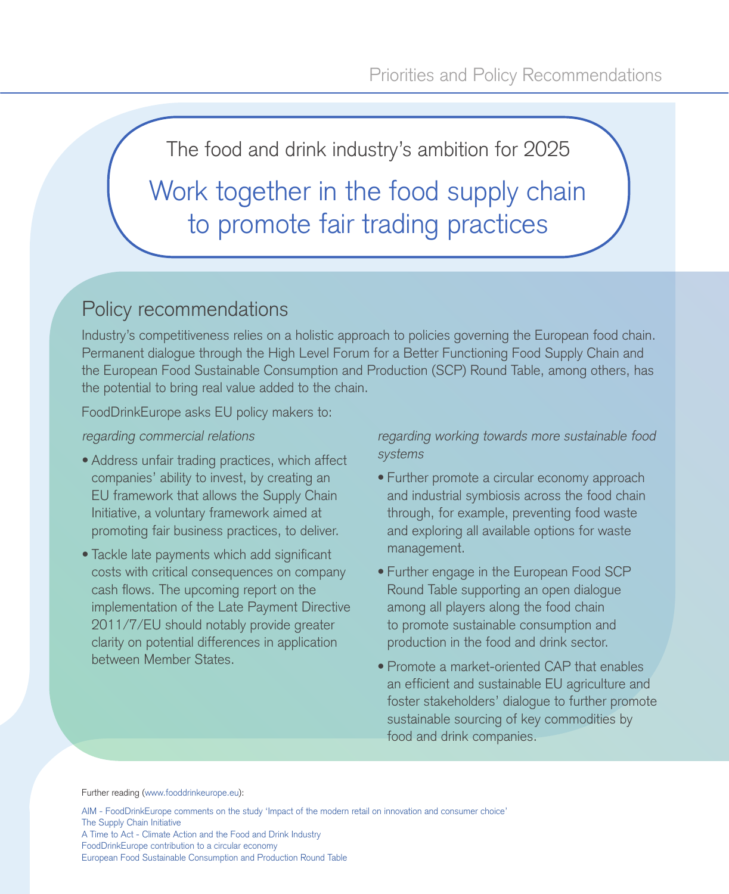The food and drink industry's ambition for 2025

# Work together in the food supply chain to promote fair trading practices

## Policy recommendations

Industry's competitiveness relies on a holistic approach to policies governing the European food chain. Permanent dialogue through the High Level Forum for a Better Functioning Food Supply Chain and the European Food Sustainable Consumption and Production (SCP) Round Table, among others, has the potential to bring real value added to the chain.

FoodDrinkEurope asks EU policy makers to:

*regarding commercial relations*

- Address unfair trading practices, which affect companies' ability to invest, by creating an EU framework that allows the Supply Chain Initiative, a voluntary framework aimed at promoting fair business practices, to deliver.
- Tackle late payments which add significant costs with critical consequences on company cash flows. The upcoming report on the implementation of the Late Payment Directive 2011/7/EU should notably provide greater clarity on potential differences in application between Member States.

*regarding working towards more sustainable food systems*

- Further promote a circular economy approach and industrial symbiosis across the food chain through, for example, preventing food waste and exploring all available options for waste management.
- Further engage in the European Food SCP Round Table supporting an open dialogue among all players along the food chain to promote sustainable consumption and production in the food and drink sector.
- Promote a market-oriented CAP that enables an efficient and sustainable EU agriculture and foster stakeholders' dialogue to further promote sustainable sourcing of key commodities by food and drink companies.

Further reading (www.fooddrinkeurope.eu):

AIM - FoodDrinkEurope comments on the study 'Impact of the modern retail on innovation and consumer choice'
The Supply Chain Initiative
A Time to Act - Climate Action and the Food and Drink Industry
FoodDrinkEurope contribution to a circular economy
European Food Sustainable Consumption and Production Round Table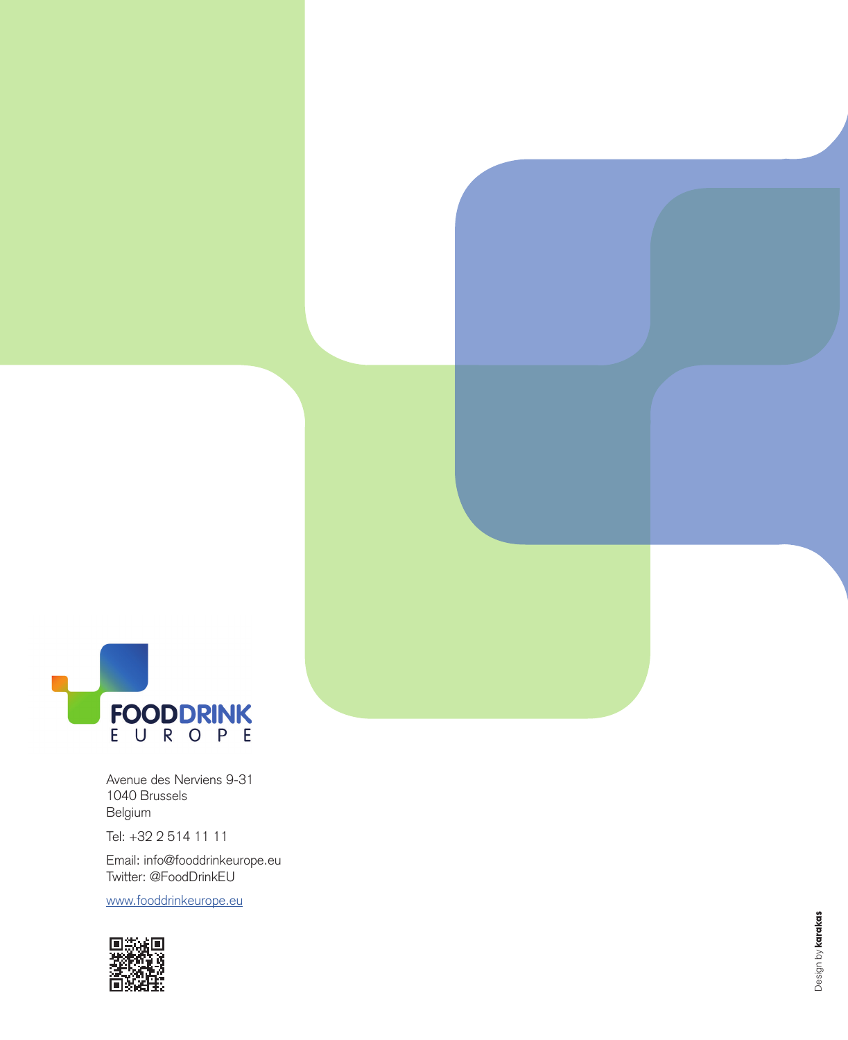FOODDRINK EUROPE

Avenue des Nerviens 9-31
1040 Brussels
Belgium

Tel: +32 2 514 11 11

Email: info@fooddrinkeurope.eu
Twitter: @FoodDrinkEU

[www.fooddrinkeurope.eu](http://www.fooddrinkeurope.eu)

Design by **karakas**